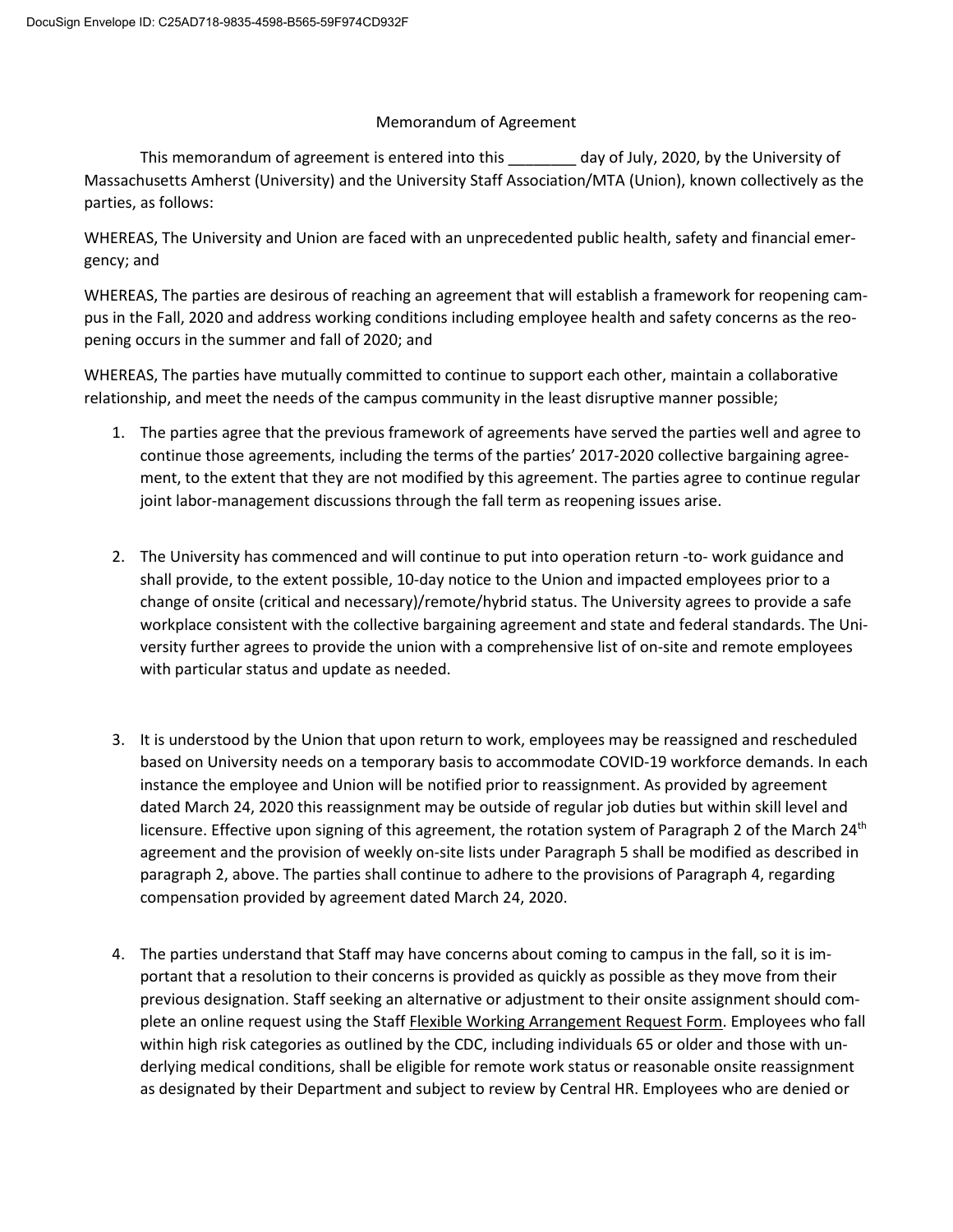DocuSign Envelope ID: C25AD718-9835-4598-B565-59F974CD932F

Memorandum of Agreement

This memorandum of agreement is entered into this ________ day of July, 2020, by the University of Massachusetts Amherst (University) and the University Staff Association/MTA (Union), known collectively as the parties, as follows:

WHEREAS, The University and Union are faced with an unprecedented public health, safety and financial emergency; and

WHEREAS, The parties are desirous of reaching an agreement that will establish a framework for reopening campus in the Fall, 2020 and address working conditions including employee health and safety concerns as the reopening occurs in the summer and fall of 2020; and

WHEREAS, The parties have mutually committed to continue to support each other, maintain a collaborative relationship, and meet the needs of the campus community in the least disruptive manner possible;

1. The parties agree that the previous framework of agreements have served the parties well and agree to continue those agreements, including the terms of the parties' 2017-2020 collective bargaining agreement, to the extent that they are not modified by this agreement. The parties agree to continue regular joint labor-management discussions through the fall term as reopening issues arise.

2. The University has commenced and will continue to put into operation return -to- work guidance and shall provide, to the extent possible, 10-day notice to the Union and impacted employees prior to a change of onsite (critical and necessary)/remote/hybrid status. The University agrees to provide a safe workplace consistent with the collective bargaining agreement and state and federal standards. The University further agrees to provide the union with a comprehensive list of on-site and remote employees with particular status and update as needed.

3. It is understood by the Union that upon return to work, employees may be reassigned and rescheduled based on University needs on a temporary basis to accommodate COVID-19 workforce demands. In each instance the employee and Union will be notified prior to reassignment. As provided by agreement dated March 24, 2020 this reassignment may be outside of regular job duties but within skill level and licensure. Effective upon signing of this agreement, the rotation system of Paragraph 2 of the March 24th agreement and the provision of weekly on-site lists under Paragraph 5 shall be modified as described in paragraph 2, above. The parties shall continue to adhere to the provisions of Paragraph 4, regarding compensation provided by agreement dated March 24, 2020.

4. The parties understand that Staff may have concerns about coming to campus in the fall, so it is important that a resolution to their concerns is provided as quickly as possible as they move from their previous designation. Staff seeking an alternative or adjustment to their onsite assignment should complete an online request using the Staff Flexible Working Arrangement Request Form. Employees who fall within high risk categories as outlined by the CDC, including individuals 65 or older and those with underlying medical conditions, shall be eligible for remote work status or reasonable onsite reassignment as designated by their Department and subject to review by Central HR. Employees who are denied or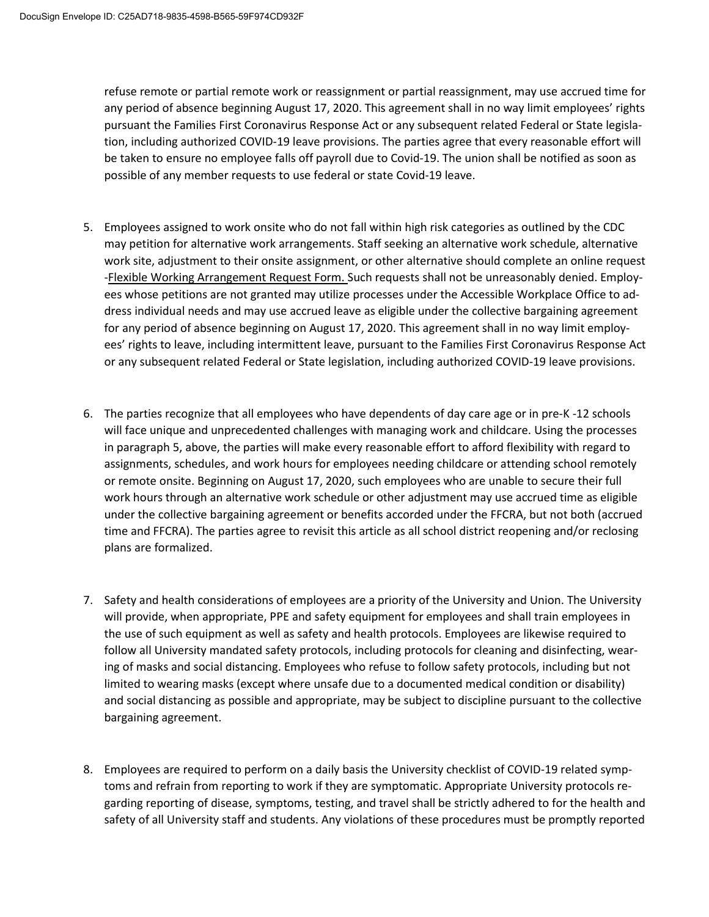refuse remote or partial remote work or reassignment or partial reassignment, may use accrued time for any period of absence beginning August 17, 2020. This agreement shall in no way limit employees' rights pursuant the Families First Coronavirus Response Act or any subsequent related Federal or State legislation, including authorized COVID-19 leave provisions. The parties agree that every reasonable effort will be taken to ensure no employee falls off payroll due to Covid-19. The union shall be notified as soon as possible of any member requests to use federal or state Covid-19 leave.

5. Employees assigned to work onsite who do not fall within high risk categories as outlined by the CDC may petition for alternative work arrangements. Staff seeking an alternative work schedule, alternative work site, adjustment to their onsite assignment, or other alternative should complete an online request -Flexible Working Arrangement Request Form. Such requests shall not be unreasonably denied. Employees whose petitions are not granted may utilize processes under the Accessible Workplace Office to address individual needs and may use accrued leave as eligible under the collective bargaining agreement for any period of absence beginning on August 17, 2020. This agreement shall in no way limit employees' rights to leave, including intermittent leave, pursuant to the Families First Coronavirus Response Act or any subsequent related Federal or State legislation, including authorized COVID-19 leave provisions.

6. The parties recognize that all employees who have dependents of day care age or in pre-K -12 schools will face unique and unprecedented challenges with managing work and childcare. Using the processes in paragraph 5, above, the parties will make every reasonable effort to afford flexibility with regard to assignments, schedules, and work hours for employees needing childcare or attending school remotely or remote onsite. Beginning on August 17, 2020, such employees who are unable to secure their full work hours through an alternative work schedule or other adjustment may use accrued time as eligible under the collective bargaining agreement or benefits accorded under the FFCRA, but not both (accrued time and FFCRA). The parties agree to revisit this article as all school district reopening and/or reclosing plans are formalized.

7. Safety and health considerations of employees are a priority of the University and Union. The University will provide, when appropriate, PPE and safety equipment for employees and shall train employees in the use of such equipment as well as safety and health protocols. Employees are likewise required to follow all University mandated safety protocols, including protocols for cleaning and disinfecting, wearing of masks and social distancing. Employees who refuse to follow safety protocols, including but not limited to wearing masks (except where unsafe due to a documented medical condition or disability) and social distancing as possible and appropriate, may be subject to discipline pursuant to the collective bargaining agreement.

8. Employees are required to perform on a daily basis the University checklist of COVID-19 related symptoms and refrain from reporting to work if they are symptomatic. Appropriate University protocols regarding reporting of disease, symptoms, testing, and travel shall be strictly adhered to for the health and safety of all University staff and students. Any violations of these procedures must be promptly reported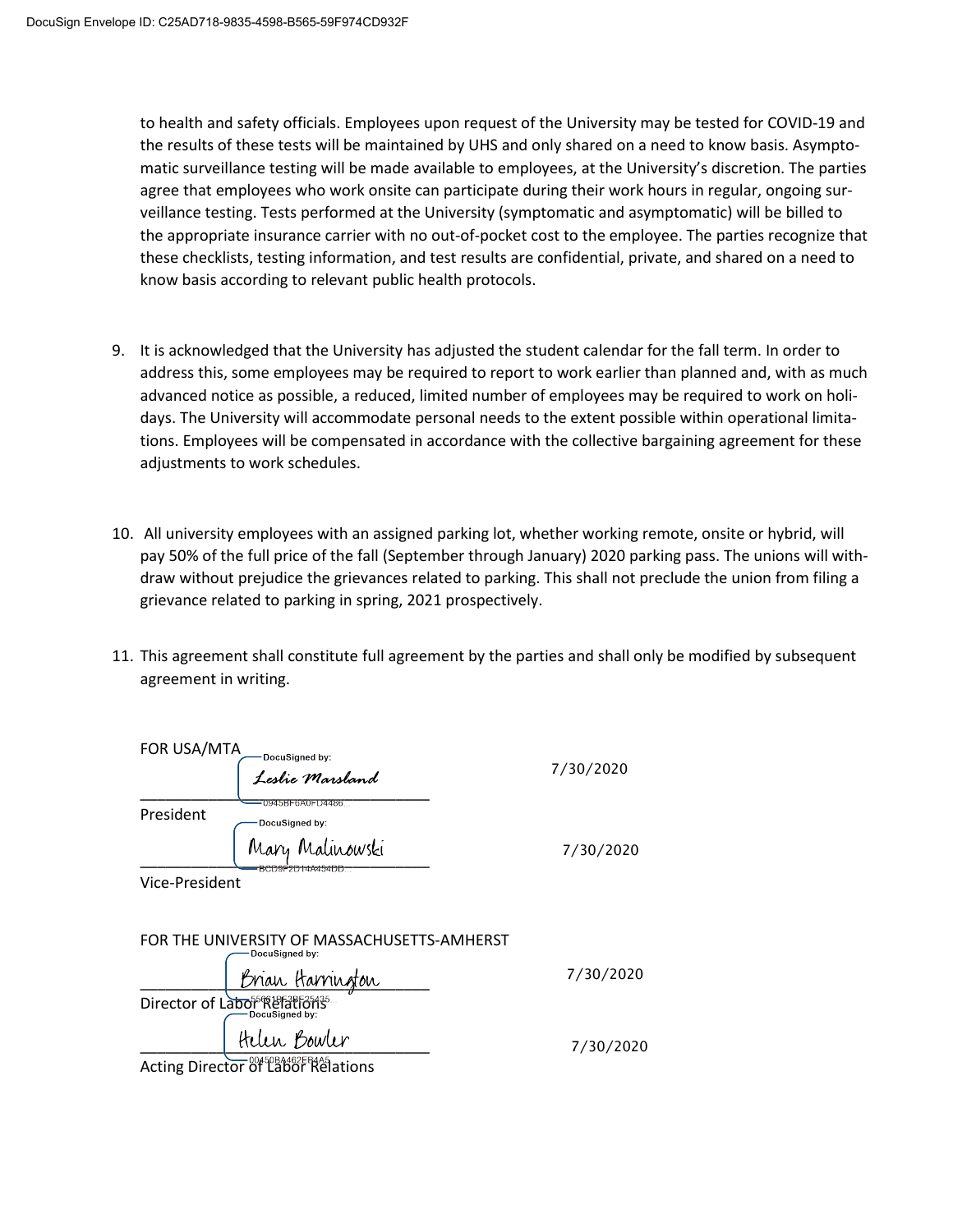to health and safety officials. Employees upon request of the University may be tested for COVID-19 and the results of these tests will be maintained by UHS and only shared on a need to know basis. Asymptomatic surveillance testing will be made available to employees, at the University's discretion. The parties agree that employees who work onsite can participate during their work hours in regular, ongoing surveillance testing. Tests performed at the University (symptomatic and asymptomatic) will be billed to the appropriate insurance carrier with no out-of-pocket cost to the employee. The parties recognize that these checklists, testing information, and test results are confidential, private, and shared on a need to know basis according to relevant public health protocols.

9. It is acknowledged that the University has adjusted the student calendar for the fall term. In order to address this, some employees may be required to report to work earlier than planned and, with as much advanced notice as possible, a reduced, limited number of employees may be required to work on holidays. The University will accommodate personal needs to the extent possible within operational limitations. Employees will be compensated in accordance with the collective bargaining agreement for these adjustments to work schedules.

10. All university employees with an assigned parking lot, whether working remote, onsite or hybrid, will pay 50% of the full price of the fall (September through January) 2020 parking pass. The unions will withdraw without prejudice the grievances related to parking. This shall not preclude the union from filing a grievance related to parking in spring, 2021 prospectively.

11. This agreement shall constitute full agreement by the parties and shall only be modified by subsequent agreement in writing.

FOR USA/MTA

DocuSigned by: Leslie Marsland — 7/30/2020
0945BF6A0FD4486...
President

DocuSigned by: Mary Malinowski — 7/30/2020
BCD9F2D14A454DD...
Vice-President

FOR THE UNIVERSITY OF MASSACHUSETTS-AMHERST

DocuSigned by: Brian Harrington — 7/30/2020
55661BC3BF25435...
Director of Labor Relations

DocuSigned by: Helen Bowler — 7/30/2020
00450BA462FB4A5...
Acting Director of Labor Relations